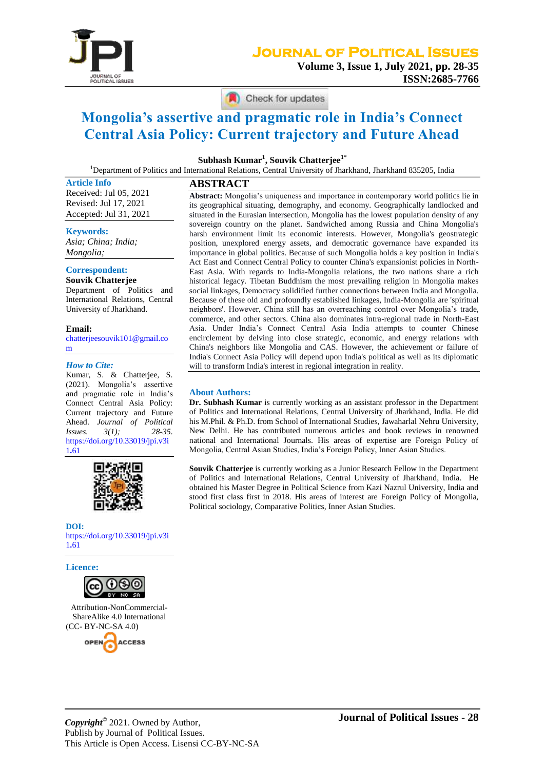# Mongolia's assertive and pragmatic role in India's Connect Central Asia Policy: Current trajectory and Future Ahead

**Subhash Kumar[1], Souvik Chatterjee[1*]**

[1]Department of Politics and International Relations, Central University of Jharkhand, Jharkhand 835205, India

**Article Info**

Received: Jul 05, 2021
Revised: Jul 17, 2021
Accepted: Jul 31, 2021

**Keywords:**
*Asia; China; India; Mongolia;*

**Correspondent:**
**Souvik Chatterjee**
Department of Politics and International Relations, Central University of Jharkhand.

**Email:**
chatterjeesouvik101@gmail.com

***How to Cite:***
Kumar, S. & Chatterjee, S. (2021). Mongolia's assertive and pragmatic role in India's Connect Central Asia Policy: Current trajectory and Future Ahead. *Journal of Political Issues. 3(1); 28-35.* https://doi.org/10.33019/jpi.v3i1.61

**DOI:**
https://doi.org/10.33019/jpi.v3i1.61

**Licence:**
Attribution-NonCommercial-ShareAlike 4.0 International (CC- BY-NC-SA 4.0)

OPEN ACCESS

## ABSTRACT

**Abstract:** Mongolia's uniqueness and importance in contemporary world politics lie in its geographical situating, demography, and economy. Geographically landlocked and situated in the Eurasian intersection, Mongolia has the lowest population density of any sovereign country on the planet. Sandwiched among Russia and China Mongolia's harsh environment limit its economic interests. However, Mongolia's geostrategic position, unexplored energy assets, and democratic governance have expanded its importance in global politics. Because of such Mongolia holds a key position in India's Act East and Connect Central Policy to counter China's expansionist policies in North-East Asia. With regards to India-Mongolia relations, the two nations share a rich historical legacy. Tibetan Buddhism the most prevailing religion in Mongolia makes social linkages, Democracy solidified further connections between India and Mongolia. Because of these old and profoundly established linkages, India-Mongolia are 'spiritual neighbors'. However, China still has an overreaching control over Mongolia's trade, commerce, and other sectors. China also dominates intra-regional trade in North-East Asia. Under India's Connect Central Asia India attempts to counter Chinese encirclement by delving into close strategic, economic, and energy relations with China's neighbors like Mongolia and CAS. However, the achievement or failure of India's Connect Asia Policy will depend upon India's political as well as its diplomatic will to transform India's interest in regional integration in reality.

**About Authors:**

**Dr. Subhash Kumar** is currently working as an assistant professor in the Department of Politics and International Relations, Central University of Jharkhand, India. He did his M.Phil. & Ph.D. from School of International Studies, Jawaharlal Nehru University, New Delhi. He has contributed numerous articles and book reviews in renowned national and International Journals. His areas of expertise are Foreign Policy of Mongolia, Central Asian Studies, India's Foreign Policy, Inner Asian Studies.

**Souvik Chatterjee** is currently working as a Junior Research Fellow in the Department of Politics and International Relations, Central University of Jharkhand, India. He obtained his Master Degree in Political Science from Kazi Nazrul University, India and stood first class first in 2018. His areas of interest are Foreign Policy of Mongolia, Political sociology, Comparative Politics, Inner Asian Studies.

*Copyright*© 2021. Owned by Author,
Publish by Journal of Political Issues.
This Article is Open Access. Lisensi CC-BY-NC-SA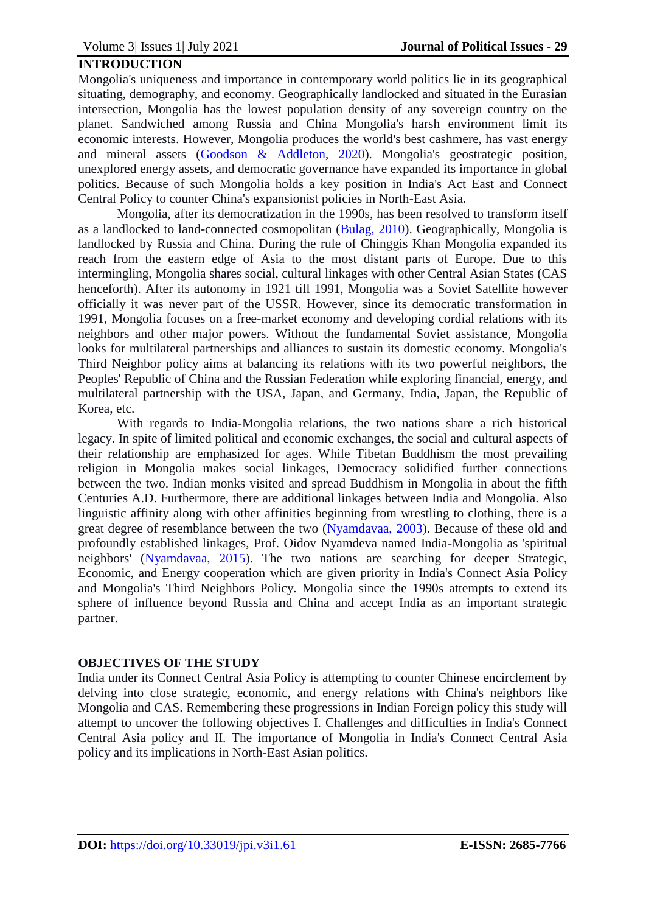## INTRODUCTION

Mongolia's uniqueness and importance in contemporary world politics lie in its geographical situating, demography, and economy. Geographically landlocked and situated in the Eurasian intersection, Mongolia has the lowest population density of any sovereign country on the planet. Sandwiched among Russia and China Mongolia's harsh environment limit its economic interests. However, Mongolia produces the world's best cashmere, has vast energy and mineral assets (Goodson & Addleton, 2020). Mongolia's geostrategic position, unexplored energy assets, and democratic governance have expanded its importance in global politics. Because of such Mongolia holds a key position in India's Act East and Connect Central Policy to counter China's expansionist policies in North-East Asia.

Mongolia, after its democratization in the 1990s, has been resolved to transform itself as a landlocked to land-connected cosmopolitan (Bulag, 2010). Geographically, Mongolia is landlocked by Russia and China. During the rule of Chinggis Khan Mongolia expanded its reach from the eastern edge of Asia to the most distant parts of Europe. Due to this intermingling, Mongolia shares social, cultural linkages with other Central Asian States (CAS henceforth). After its autonomy in 1921 till 1991, Mongolia was a Soviet Satellite however officially it was never part of the USSR. However, since its democratic transformation in 1991, Mongolia focuses on a free-market economy and developing cordial relations with its neighbors and other major powers. Without the fundamental Soviet assistance, Mongolia looks for multilateral partnerships and alliances to sustain its domestic economy. Mongolia's Third Neighbor policy aims at balancing its relations with its two powerful neighbors, the Peoples' Republic of China and the Russian Federation while exploring financial, energy, and multilateral partnership with the USA, Japan, and Germany, India, Japan, the Republic of Korea, etc.

With regards to India-Mongolia relations, the two nations share a rich historical legacy. In spite of limited political and economic exchanges, the social and cultural aspects of their relationship are emphasized for ages. While Tibetan Buddhism the most prevailing religion in Mongolia makes social linkages, Democracy solidified further connections between the two. Indian monks visited and spread Buddhism in Mongolia in about the fifth Centuries A.D. Furthermore, there are additional linkages between India and Mongolia. Also linguistic affinity along with other affinities beginning from wrestling to clothing, there is a great degree of resemblance between the two (Nyamdavaa, 2003). Because of these old and profoundly established linkages, Prof. Oidov Nyamdeva named India-Mongolia as 'spiritual neighbors' (Nyamdavaa, 2015). The two nations are searching for deeper Strategic, Economic, and Energy cooperation which are given priority in India's Connect Asia Policy and Mongolia's Third Neighbors Policy. Mongolia since the 1990s attempts to extend its sphere of influence beyond Russia and China and accept India as an important strategic partner.

## OBJECTIVES OF THE STUDY

India under its Connect Central Asia Policy is attempting to counter Chinese encirclement by delving into close strategic, economic, and energy relations with China's neighbors like Mongolia and CAS. Remembering these progressions in Indian Foreign policy this study will attempt to uncover the following objectives I. Challenges and difficulties in India's Connect Central Asia policy and II. The importance of Mongolia in India's Connect Central Asia policy and its implications in North-East Asian politics.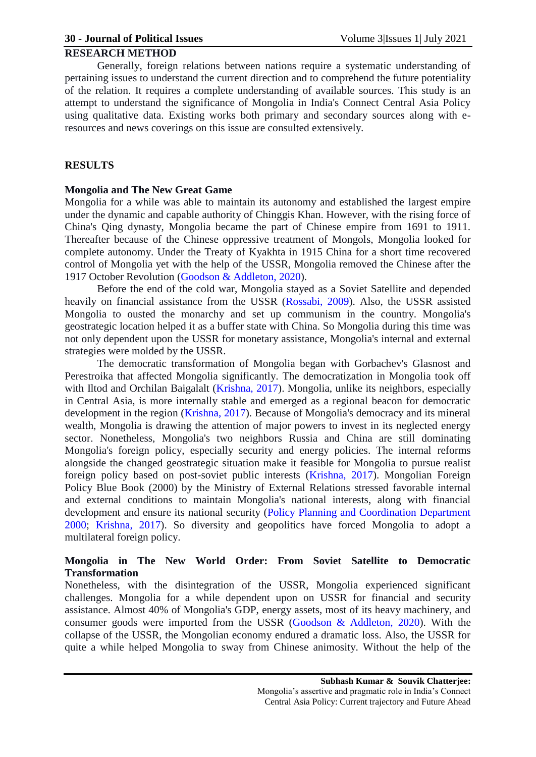## RESEARCH METHOD

Generally, foreign relations between nations require a systematic understanding of pertaining issues to understand the current direction and to comprehend the future potentiality of the relation. It requires a complete understanding of available sources. This study is an attempt to understand the significance of Mongolia in India's Connect Central Asia Policy using qualitative data. Existing works both primary and secondary sources along with e-resources and news coverings on this issue are consulted extensively.

## RESULTS

### Mongolia and The New Great Game

Mongolia for a while was able to maintain its autonomy and established the largest empire under the dynamic and capable authority of Chinggis Khan. However, with the rising force of China's Qing dynasty, Mongolia became the part of Chinese empire from 1691 to 1911. Thereafter because of the Chinese oppressive treatment of Mongols, Mongolia looked for complete autonomy. Under the Treaty of Kyakhta in 1915 China for a short time recovered control of Mongolia yet with the help of the USSR, Mongolia removed the Chinese after the 1917 October Revolution (Goodson & Addleton, 2020).

Before the end of the cold war, Mongolia stayed as a Soviet Satellite and depended heavily on financial assistance from the USSR (Rossabi, 2009). Also, the USSR assisted Mongolia to ousted the monarchy and set up communism in the country. Mongolia's geostrategic location helped it as a buffer state with China. So Mongolia during this time was not only dependent upon the USSR for monetary assistance, Mongolia's internal and external strategies were molded by the USSR.

The democratic transformation of Mongolia began with Gorbachev's Glasnost and Perestroika that affected Mongolia significantly. The democratization in Mongolia took off with Iltod and Orchilan Baigalalt (Krishna, 2017). Mongolia, unlike its neighbors, especially in Central Asia, is more internally stable and emerged as a regional beacon for democratic development in the region (Krishna, 2017). Because of Mongolia's democracy and its mineral wealth, Mongolia is drawing the attention of major powers to invest in its neglected energy sector. Nonetheless, Mongolia's two neighbors Russia and China are still dominating Mongolia's foreign policy, especially security and energy policies. The internal reforms alongside the changed geostrategic situation make it feasible for Mongolia to pursue realist foreign policy based on post-soviet public interests (Krishna, 2017). Mongolian Foreign Policy Blue Book (2000) by the Ministry of External Relations stressed favorable internal and external conditions to maintain Mongolia's national interests, along with financial development and ensure its national security (Policy Planning and Coordination Department 2000; Krishna, 2017). So diversity and geopolitics have forced Mongolia to adopt a multilateral foreign policy.

### Mongolia in The New World Order: From Soviet Satellite to Democratic Transformation

Nonetheless, with the disintegration of the USSR, Mongolia experienced significant challenges. Mongolia for a while dependent upon on USSR for financial and security assistance. Almost 40% of Mongolia's GDP, energy assets, most of its heavy machinery, and consumer goods were imported from the USSR (Goodson & Addleton, 2020). With the collapse of the USSR, the Mongolian economy endured a dramatic loss. Also, the USSR for quite a while helped Mongolia to sway from Chinese animosity. Without the help of the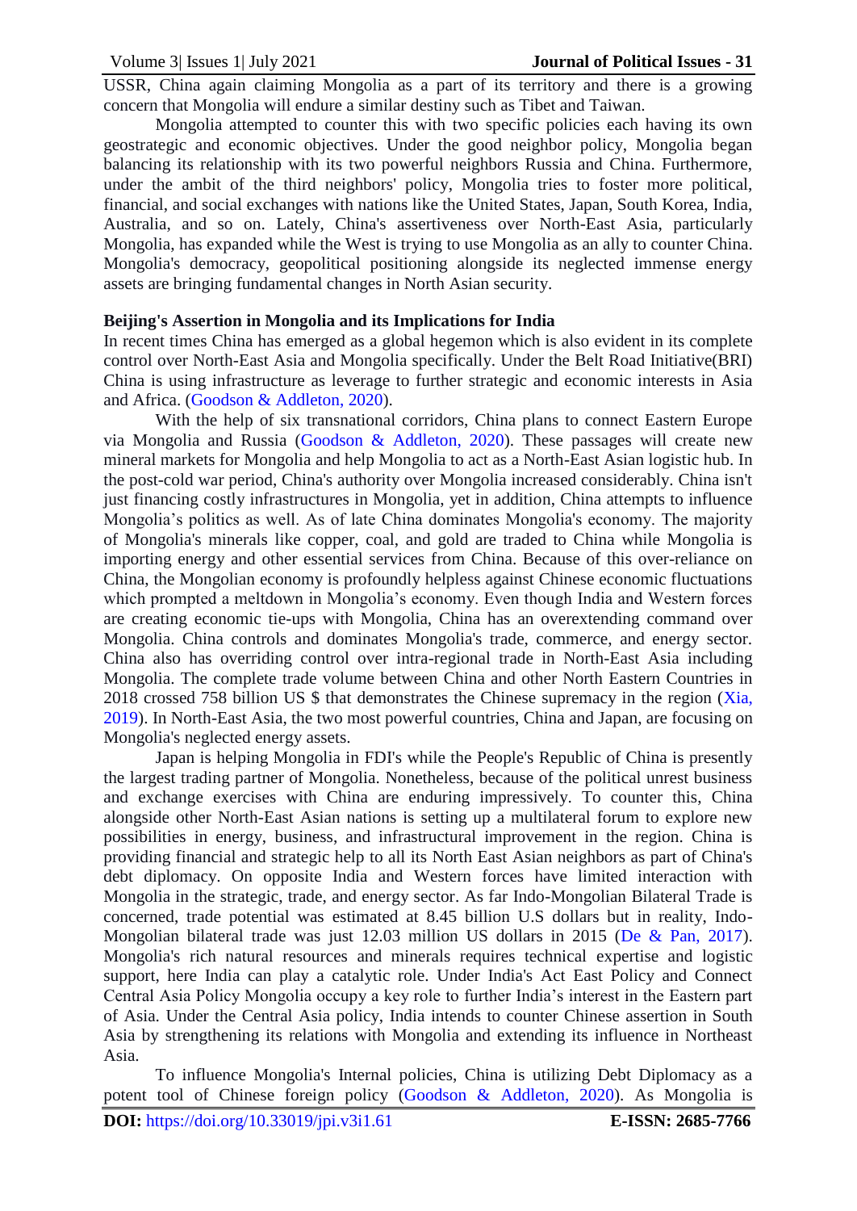USSR, China again claiming Mongolia as a part of its territory and there is a growing concern that Mongolia will endure a similar destiny such as Tibet and Taiwan.

Mongolia attempted to counter this with two specific policies each having its own geostrategic and economic objectives. Under the good neighbor policy, Mongolia began balancing its relationship with its two powerful neighbors Russia and China. Furthermore, under the ambit of the third neighbors' policy, Mongolia tries to foster more political, financial, and social exchanges with nations like the United States, Japan, South Korea, India, Australia, and so on. Lately, China's assertiveness over North-East Asia, particularly Mongolia, has expanded while the West is trying to use Mongolia as an ally to counter China. Mongolia's democracy, geopolitical positioning alongside its neglected immense energy assets are bringing fundamental changes in North Asian security.

**Beijing's Assertion in Mongolia and its Implications for India**

In recent times China has emerged as a global hegemon which is also evident in its complete control over North-East Asia and Mongolia specifically. Under the Belt Road Initiative(BRI) China is using infrastructure as leverage to further strategic and economic interests in Asia and Africa. (Goodson & Addleton, 2020).

With the help of six transnational corridors, China plans to connect Eastern Europe via Mongolia and Russia (Goodson & Addleton, 2020). These passages will create new mineral markets for Mongolia and help Mongolia to act as a North-East Asian logistic hub. In the post-cold war period, China's authority over Mongolia increased considerably. China isn't just financing costly infrastructures in Mongolia, yet in addition, China attempts to influence Mongolia's politics as well. As of late China dominates Mongolia's economy. The majority of Mongolia's minerals like copper, coal, and gold are traded to China while Mongolia is importing energy and other essential services from China. Because of this over-reliance on China, the Mongolian economy is profoundly helpless against Chinese economic fluctuations which prompted a meltdown in Mongolia's economy. Even though India and Western forces are creating economic tie-ups with Mongolia, China has an overextending command over Mongolia. China controls and dominates Mongolia's trade, commerce, and energy sector. China also has overriding control over intra-regional trade in North-East Asia including Mongolia. The complete trade volume between China and other North Eastern Countries in 2018 crossed 758 billion US $ that demonstrates the Chinese supremacy in the region (Xia, 2019). In North-East Asia, the two most powerful countries, China and Japan, are focusing on Mongolia's neglected energy assets.

Japan is helping Mongolia in FDI's while the People's Republic of China is presently the largest trading partner of Mongolia. Nonetheless, because of the political unrest business and exchange exercises with China are enduring impressively. To counter this, China alongside other North-East Asian nations is setting up a multilateral forum to explore new possibilities in energy, business, and infrastructural improvement in the region. China is providing financial and strategic help to all its North East Asian neighbors as part of China's debt diplomacy. On opposite India and Western forces have limited interaction with Mongolia in the strategic, trade, and energy sector. As far Indo-Mongolian Bilateral Trade is concerned, trade potential was estimated at 8.45 billion U.S dollars but in reality, Indo-Mongolian bilateral trade was just 12.03 million US dollars in 2015 (De & Pan, 2017). Mongolia's rich natural resources and minerals requires technical expertise and logistic support, here India can play a catalytic role. Under India's Act East Policy and Connect Central Asia Policy Mongolia occupy a key role to further India's interest in the Eastern part of Asia. Under the Central Asia policy, India intends to counter Chinese assertion in South Asia by strengthening its relations with Mongolia and extending its influence in Northeast Asia.

To influence Mongolia's Internal policies, China is utilizing Debt Diplomacy as a potent tool of Chinese foreign policy (Goodson & Addleton, 2020). As Mongolia is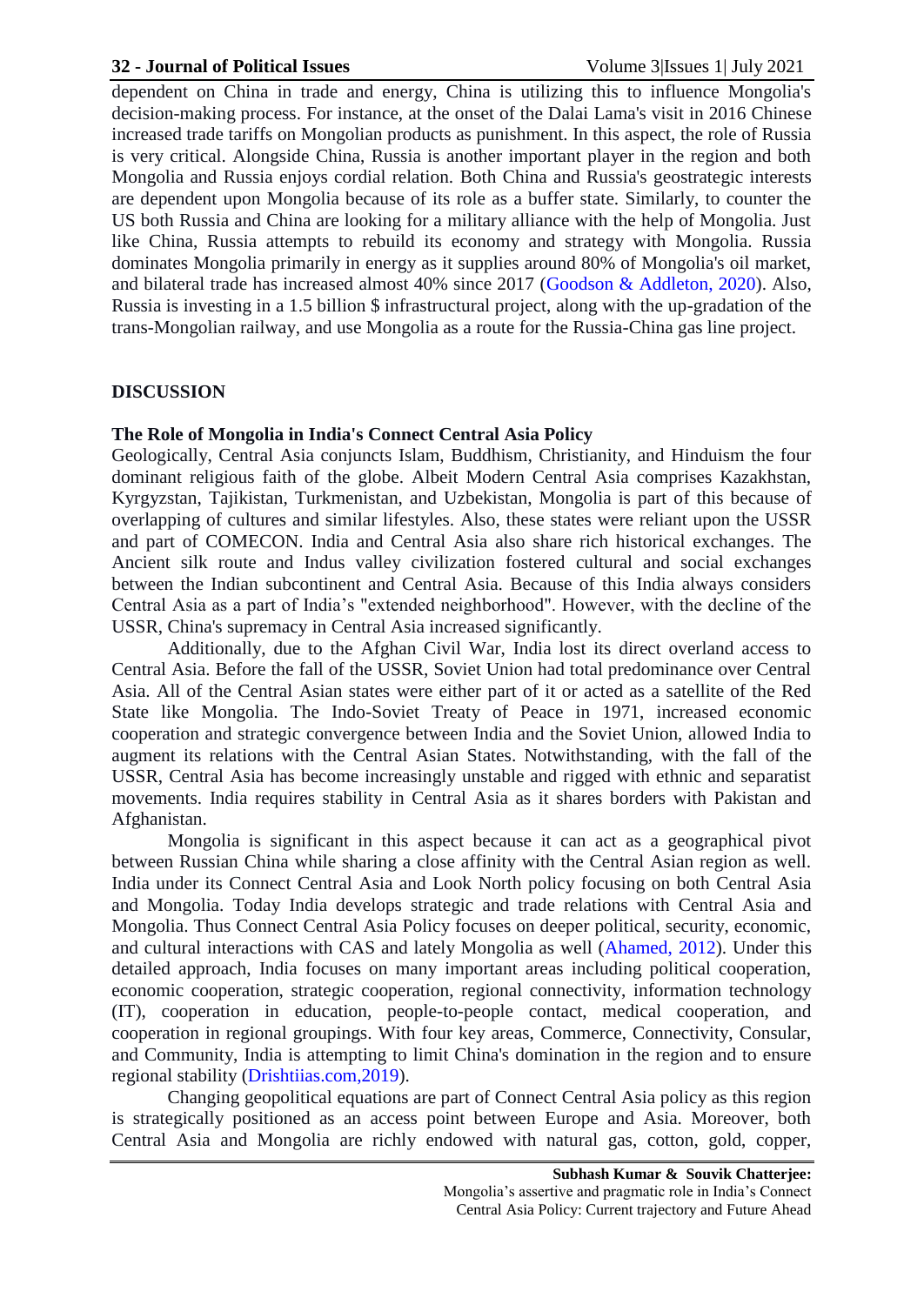dependent on China in trade and energy, China is utilizing this to influence Mongolia's decision-making process. For instance, at the onset of the Dalai Lama's visit in 2016 Chinese increased trade tariffs on Mongolian products as punishment. In this aspect, the role of Russia is very critical. Alongside China, Russia is another important player in the region and both Mongolia and Russia enjoys cordial relation. Both China and Russia's geostrategic interests are dependent upon Mongolia because of its role as a buffer state. Similarly, to counter the US both Russia and China are looking for a military alliance with the help of Mongolia. Just like China, Russia attempts to rebuild its economy and strategy with Mongolia. Russia dominates Mongolia primarily in energy as it supplies around 80% of Mongolia's oil market, and bilateral trade has increased almost 40% since 2017 (Goodson & Addleton, 2020). Also, Russia is investing in a 1.5 billion $ infrastructural project, along with the up-gradation of the trans-Mongolian railway, and use Mongolia as a route for the Russia-China gas line project.

## DISCUSSION

### The Role of Mongolia in India's Connect Central Asia Policy

Geologically, Central Asia conjuncts Islam, Buddhism, Christianity, and Hinduism the four dominant religious faith of the globe. Albeit Modern Central Asia comprises Kazakhstan, Kyrgyzstan, Tajikistan, Turkmenistan, and Uzbekistan, Mongolia is part of this because of overlapping of cultures and similar lifestyles. Also, these states were reliant upon the USSR and part of COMECON. India and Central Asia also share rich historical exchanges. The Ancient silk route and Indus valley civilization fostered cultural and social exchanges between the Indian subcontinent and Central Asia. Because of this India always considers Central Asia as a part of India's "extended neighborhood". However, with the decline of the USSR, China's supremacy in Central Asia increased significantly.

Additionally, due to the Afghan Civil War, India lost its direct overland access to Central Asia. Before the fall of the USSR, Soviet Union had total predominance over Central Asia. All of the Central Asian states were either part of it or acted as a satellite of the Red State like Mongolia. The Indo-Soviet Treaty of Peace in 1971, increased economic cooperation and strategic convergence between India and the Soviet Union, allowed India to augment its relations with the Central Asian States. Notwithstanding, with the fall of the USSR, Central Asia has become increasingly unstable and rigged with ethnic and separatist movements. India requires stability in Central Asia as it shares borders with Pakistan and Afghanistan.

Mongolia is significant in this aspect because it can act as a geographical pivot between Russian China while sharing a close affinity with the Central Asian region as well. India under its Connect Central Asia and Look North policy focusing on both Central Asia and Mongolia. Today India develops strategic and trade relations with Central Asia and Mongolia. Thus Connect Central Asia Policy focuses on deeper political, security, economic, and cultural interactions with CAS and lately Mongolia as well (Ahamed, 2012). Under this detailed approach, India focuses on many important areas including political cooperation, economic cooperation, strategic cooperation, regional connectivity, information technology (IT), cooperation in education, people-to-people contact, medical cooperation, and cooperation in regional groupings. With four key areas, Commerce, Connectivity, Consular, and Community, India is attempting to limit China's domination in the region and to ensure regional stability (Drishtiias.com,2019).

Changing geopolitical equations are part of Connect Central Asia policy as this region is strategically positioned as an access point between Europe and Asia. Moreover, both Central Asia and Mongolia are richly endowed with natural gas, cotton, gold, copper,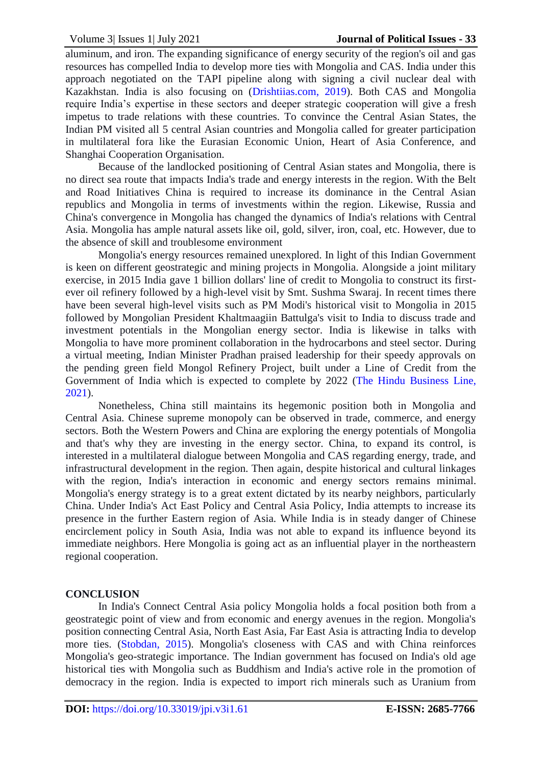aluminum, and iron. The expanding significance of energy security of the region's oil and gas resources has compelled India to develop more ties with Mongolia and CAS. India under this approach negotiated on the TAPI pipeline along with signing a civil nuclear deal with Kazakhstan. India is also focusing on (Drishtiias.com, 2019). Both CAS and Mongolia require India's expertise in these sectors and deeper strategic cooperation will give a fresh impetus to trade relations with these countries. To convince the Central Asian States, the Indian PM visited all 5 central Asian countries and Mongolia called for greater participation in multilateral fora like the Eurasian Economic Union, Heart of Asia Conference, and Shanghai Cooperation Organisation.

Because of the landlocked positioning of Central Asian states and Mongolia, there is no direct sea route that impacts India's trade and energy interests in the region. With the Belt and Road Initiatives China is required to increase its dominance in the Central Asian republics and Mongolia in terms of investments within the region. Likewise, Russia and China's convergence in Mongolia has changed the dynamics of India's relations with Central Asia. Mongolia has ample natural assets like oil, gold, silver, iron, coal, etc. However, due to the absence of skill and troublesome environment

Mongolia's energy resources remained unexplored. In light of this Indian Government is keen on different geostrategic and mining projects in Mongolia. Alongside a joint military exercise, in 2015 India gave 1 billion dollars' line of credit to Mongolia to construct its first-ever oil refinery followed by a high-level visit by Smt. Sushma Swaraj. In recent times there have been several high-level visits such as PM Modi's historical visit to Mongolia in 2015 followed by Mongolian President Khaltmaagiin Battulga's visit to India to discuss trade and investment potentials in the Mongolian energy sector. India is likewise in talks with Mongolia to have more prominent collaboration in the hydrocarbons and steel sector. During a virtual meeting, Indian Minister Pradhan praised leadership for their speedy approvals on the pending green field Mongol Refinery Project, built under a Line of Credit from the Government of India which is expected to complete by 2022 (The Hindu Business Line, 2021).

Nonetheless, China still maintains its hegemonic position both in Mongolia and Central Asia. Chinese supreme monopoly can be observed in trade, commerce, and energy sectors. Both the Western Powers and China are exploring the energy potentials of Mongolia and that's why they are investing in the energy sector. China, to expand its control, is interested in a multilateral dialogue between Mongolia and CAS regarding energy, trade, and infrastructural development in the region. Then again, despite historical and cultural linkages with the region, India's interaction in economic and energy sectors remains minimal. Mongolia's energy strategy is to a great extent dictated by its nearby neighbors, particularly China. Under India's Act East Policy and Central Asia Policy, India attempts to increase its presence in the further Eastern region of Asia. While India is in steady danger of Chinese encirclement policy in South Asia, India was not able to expand its influence beyond its immediate neighbors. Here Mongolia is going act as an influential player in the northeastern regional cooperation.

## CONCLUSION

In India's Connect Central Asia policy Mongolia holds a focal position both from a geostrategic point of view and from economic and energy avenues in the region. Mongolia's position connecting Central Asia, North East Asia, Far East Asia is attracting India to develop more ties. (Stobdan, 2015). Mongolia's closeness with CAS and with China reinforces Mongolia's geo-strategic importance. The Indian government has focused on India's old age historical ties with Mongolia such as Buddhism and India's active role in the promotion of democracy in the region. India is expected to import rich minerals such as Uranium from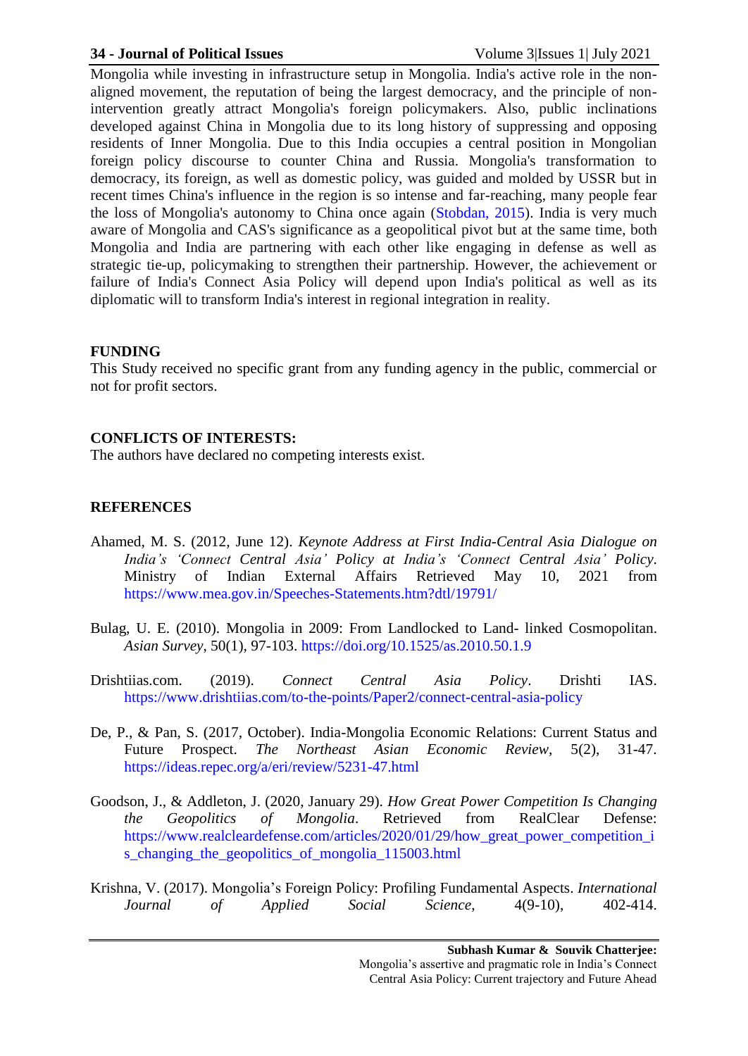Mongolia while investing in infrastructure setup in Mongolia. India's active role in the non-aligned movement, the reputation of being the largest democracy, and the principle of non-intervention greatly attract Mongolia's foreign policymakers. Also, public inclinations developed against China in Mongolia due to its long history of suppressing and opposing residents of Inner Mongolia. Due to this India occupies a central position in Mongolian foreign policy discourse to counter China and Russia. Mongolia's transformation to democracy, its foreign, as well as domestic policy, was guided and molded by USSR but in recent times China's influence in the region is so intense and far-reaching, many people fear the loss of Mongolia's autonomy to China once again (Stobdan, 2015). India is very much aware of Mongolia and CAS's significance as a geopolitical pivot but at the same time, both Mongolia and India are partnering with each other like engaging in defense as well as strategic tie-up, policymaking to strengthen their partnership. However, the achievement or failure of India's Connect Asia Policy will depend upon India's political as well as its diplomatic will to transform India's interest in regional integration in reality.

## FUNDING

This Study received no specific grant from any funding agency in the public, commercial or not for profit sectors.

## CONFLICTS OF INTERESTS:

The authors have declared no competing interests exist.

## REFERENCES

Ahamed, M. S. (2012, June 12). *Keynote Address at First India-Central Asia Dialogue on India's 'Connect Central Asia' Policy at India's 'Connect Central Asia' Policy*. Ministry of Indian External Affairs Retrieved May 10, 2021 from https://www.mea.gov.in/Speeches-Statements.htm?dtl/19791/

Bulag, U. E. (2010). Mongolia in 2009: From Landlocked to Land- linked Cosmopolitan. *Asian Survey*, 50(1), 97-103. https://doi.org/10.1525/as.2010.50.1.9

Drishtiias.com. (2019). *Connect Central Asia Policy*. Drishti IAS. https://www.drishtiias.com/to-the-points/Paper2/connect-central-asia-policy

De, P., & Pan, S. (2017, October). India-Mongolia Economic Relations: Current Status and Future Prospect. *The Northeast Asian Economic Review*, 5(2), 31-47. https://ideas.repec.org/a/eri/review/5231-47.html

Goodson, J., & Addleton, J. (2020, January 29). *How Great Power Competition Is Changing the Geopolitics of Mongolia*. Retrieved from RealClear Defense: https://www.realcleardefense.com/articles/2020/01/29/how_great_power_competition_is_changing_the_geopolitics_of_mongolia_115003.html

Krishna, V. (2017). Mongolia's Foreign Policy: Profiling Fundamental Aspects. *International Journal of Applied Social Science*, 4(9-10), 402-414.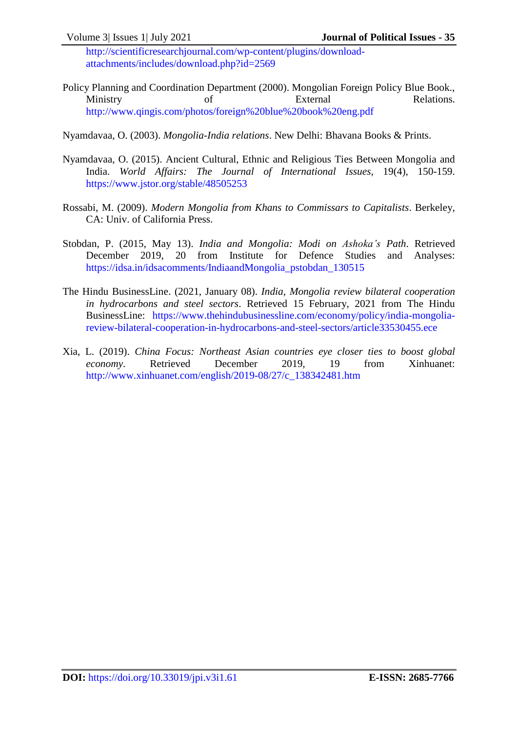http://scientificresearchjournal.com/wp-content/plugins/download-attachments/includes/download.php?id=2569

Policy Planning and Coordination Department (2000). Mongolian Foreign Policy Blue Book., Ministry of External Relations. http://www.qingis.com/photos/foreign%20blue%20book%20eng.pdf

Nyamdavaa, O. (2003). *Mongolia-India relations*. New Delhi: Bhavana Books & Prints.

Nyamdavaa, O. (2015). Ancient Cultural, Ethnic and Religious Ties Between Mongolia and India. *World Affairs: The Journal of International Issues*, 19(4), 150-159. https://www.jstor.org/stable/48505253

Rossabi, M. (2009). *Modern Mongolia from Khans to Commissars to Capitalists*. Berkeley, CA: Univ. of California Press.

Stobdan, P. (2015, May 13). *India and Mongolia: Modi on Ashoka's Path*. Retrieved December 2019, 20 from Institute for Defence Studies and Analyses: https://idsa.in/idsacomments/IndiaandMongolia_pstobdan_130515

The Hindu BusinessLine. (2021, January 08). *India, Mongolia review bilateral cooperation in hydrocarbons and steel sectors*. Retrieved 15 February, 2021 from The Hindu BusinessLine: https://www.thehindubusinessline.com/economy/policy/india-mongolia-review-bilateral-cooperation-in-hydrocarbons-and-steel-sectors/article33530455.ece

Xia, L. (2019). *China Focus: Northeast Asian countries eye closer ties to boost global economy*. Retrieved December 2019, 19 from Xinhuanet: http://www.xinhuanet.com/english/2019-08/27/c_138342481.htm